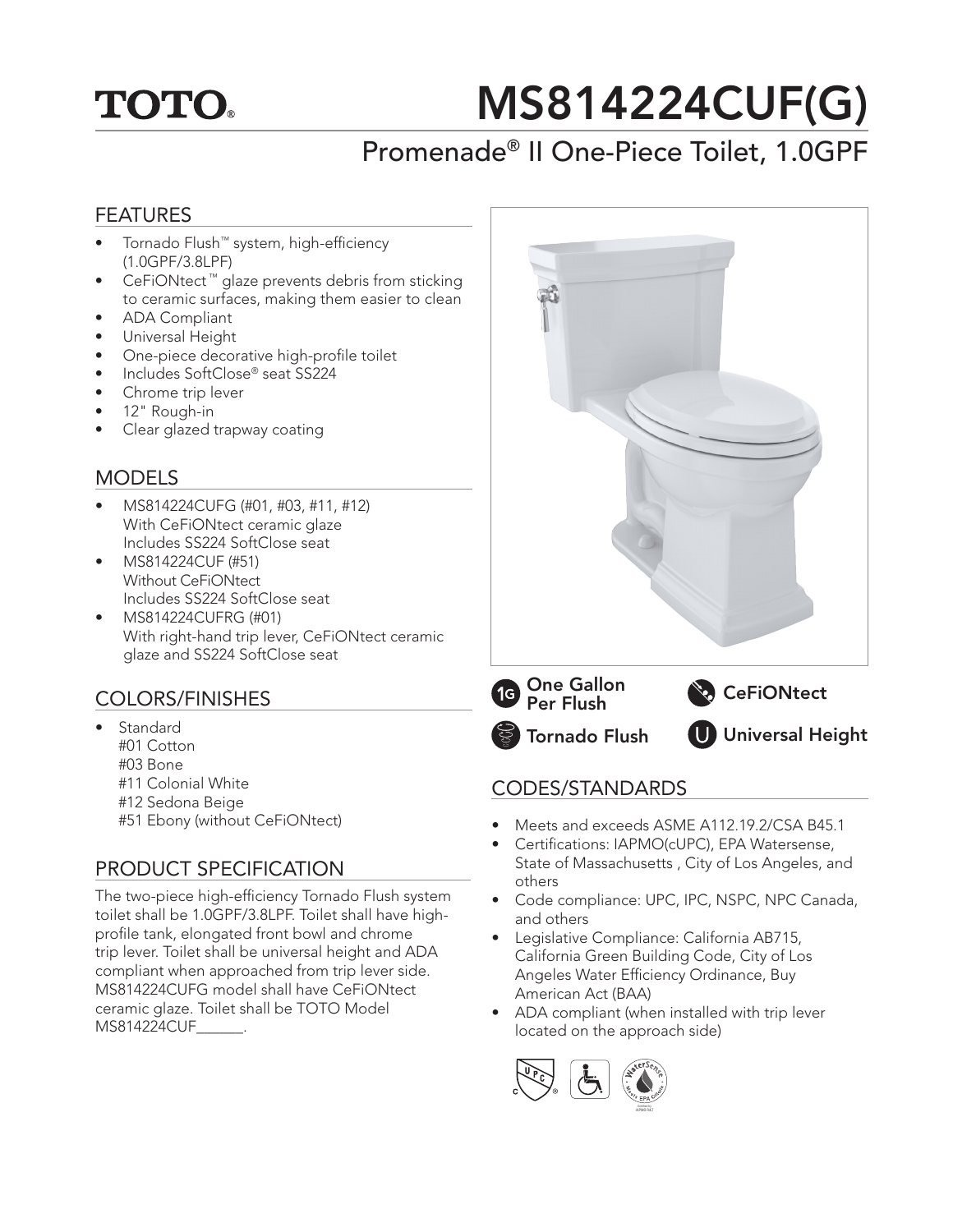TOTO®

# MS814224CUF(G)

## Promenade® II One-Piece Toilet, 1.0GPF

### FEATURES

- Tornado Flush™ system, high-efficiency (1.0GPF/3.8LPF)
- CeFiONtect™ glaze prevents debris from sticking to ceramic surfaces, making them easier to clean
- ADA Compliant
- Universal Height
- One-piece decorative high-profile toilet
- Includes SoftClose® seat SS224
- Chrome trip lever
- 12" Rough-in
- Clear glazed trapway coating

### MODELS

- MS814224CUFG (#01, #03, #11, #12)
  With CeFiONtect ceramic glaze
  Includes SS224 SoftClose seat
- MS814224CUF (#51)
  Without CeFiONtect
  Includes SS224 SoftClose seat
- MS814224CUFRG (#01)
  With right-hand trip lever, CeFiONtect ceramic glaze and SS224 SoftClose seat

### COLORS/FINISHES

- Standard
  #01 Cotton
  #03 Bone
  #11 Colonial White
  #12 Sedona Beige
  #51 Ebony (without CeFiONtect)

### PRODUCT SPECIFICATION

The two-piece high-efficiency Tornado Flush system toilet shall be 1.0GPF/3.8LPF. Toilet shall have high-profile tank, elongated front bowl and chrome trip lever. Toilet shall be universal height and ADA compliant when approached from trip lever side. MS814224CUFG model shall have CeFiONtect ceramic glaze. Toilet shall be TOTO Model MS814224CUF______.

1G One Gallon Per Flush

CeFiONtect

Tornado Flush

U Universal Height

### CODES/STANDARDS

- Meets and exceeds ASME A112.19.2/CSA B45.1
- Certifications: IAPMO(cUPC), EPA Watersense, State of Massachusetts , City of Los Angeles, and others
- Code compliance: UPC, IPC, NSPC, NPC Canada, and others
- Legislative Compliance: California AB715, California Green Building Code, City of Los Angeles Water Efficiency Ordinance, Buy American Act (BAA)
- ADA compliant (when installed with trip lever located on the approach side)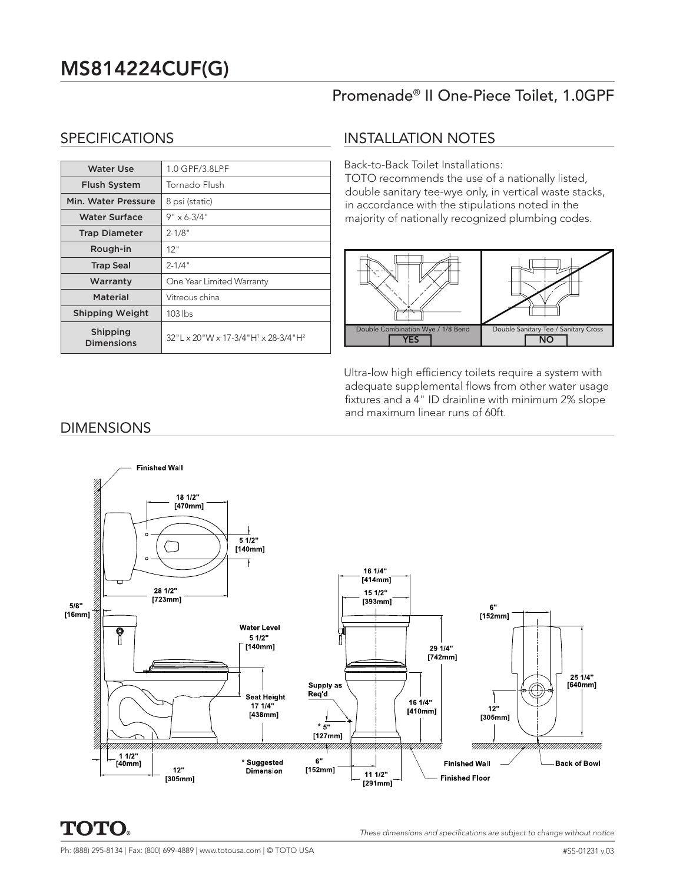# MS814224CUF(G)

## Promenade® II One-Piece Toilet, 1.0GPF

## SPECIFICATIONS

| | |
|---|---|
| Water Use | 1.0 GPF/3.8LPF |
| Flush System | Tornado Flush |
| Min. Water Pressure | 8 psi (static) |
| Water Surface | 9" x 6-3/4" |
| Trap Diameter | 2-1/8" |
| Rough-in | 12" |
| Trap Seal | 2-1/4" |
| Warranty | One Year Limited Warranty |
| Material | Vitreous china |
| Shipping Weight | 103 lbs |
| Shipping Dimensions | 32"L x 20"W x 17-3/4"H[1] x 28-3/4"H[2] |

## INSTALLATION NOTES

Back-to-Back Toilet Installations:
TOTO recommends the use of a nationally listed, double sanitary tee-wye only, in vertical waste stacks, in accordance with the stipulations noted in the majority of nationally recognized plumbing codes.

Double Combination Wye / 1/8 Bend
YES

Double Sanitary Tee / Sanitary Cross
NO

Ultra-low high efficiency toilets require a system with adequate supplemental flows from other water usage fixtures and a 4" ID drainline with minimum 2% slope and maximum linear runs of 60ft.

## DIMENSIONS

Finished Wall
18 1/2" [470mm]
5 1/2" [140mm]
28 1/2" [723mm]
5/8" [16mm]
Water Level 5 1/2" [140mm]
Seat Height 17 1/4" [438mm]
1 1/2" [40mm]
12" [305mm]
* Suggested Dimension
16 1/4" [414mm]
15 1/2" [393mm]
29 1/4" [742mm]
Supply as Req'd
* 5" [127mm]
16 1/4" [410mm]
6" [152mm]
11 1/2" [291mm]
6" [152mm]
25 1/4" [640mm]
12" [305mm]
Finished Wall
Finished Floor
Back of Bowl

*These dimensions and specifications are subject to change without notice*

Ph: (888) 295-8134 | Fax: (800) 699-4889 | www.totousa.com | © TOTO USA

#SS-01231 v.03